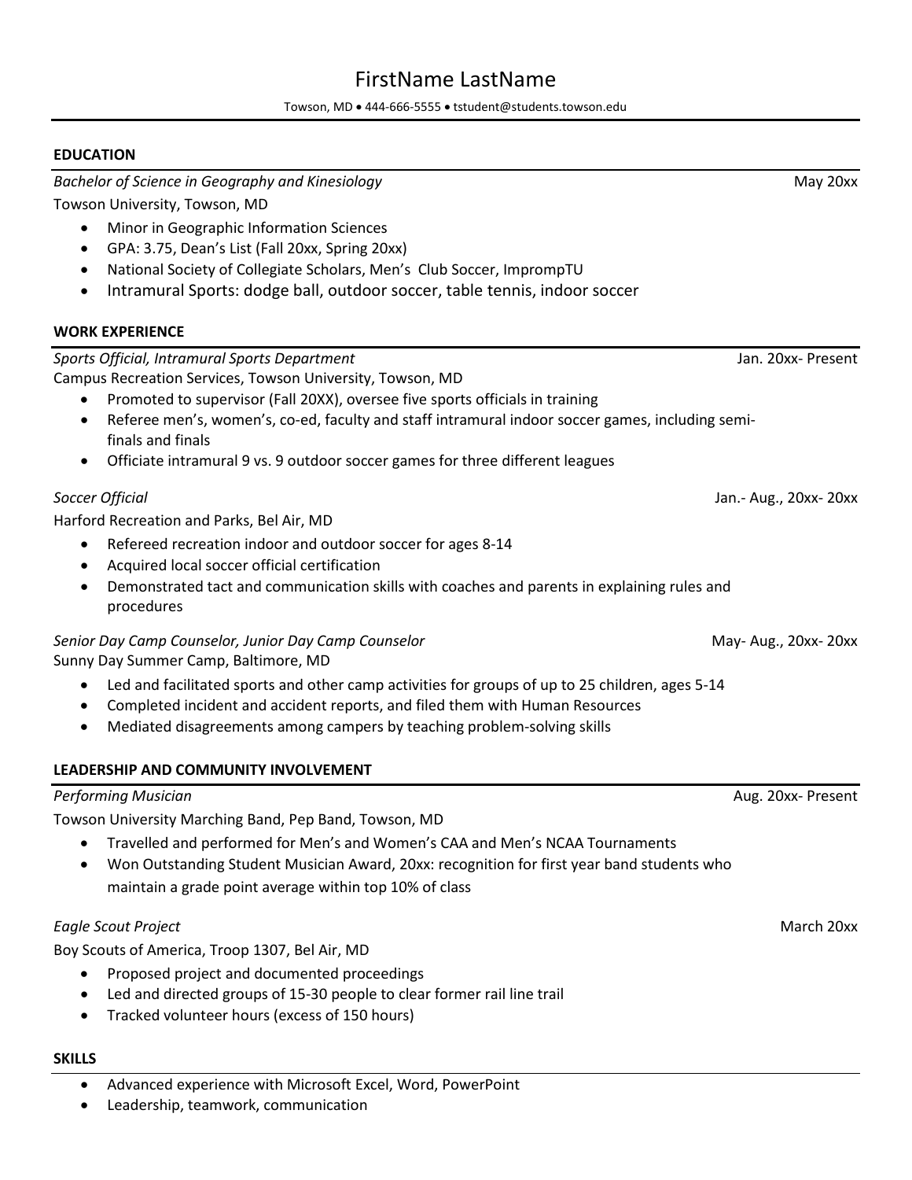# FirstName LastName

Towson, MD • 444-666-5555 • tstudent@students.towson.edu

## EDUCATION

*Bachelor of Science in Geography and Kinesiology* — May 20xx

Towson University, Towson, MD

- Minor in Geographic Information Sciences
- GPA: 3.75, Dean's List (Fall 20xx, Spring 20xx)
- National Society of Collegiate Scholars, Men's Club Soccer, ImprompTU
- Intramural Sports: dodge ball, outdoor soccer, table tennis, indoor soccer

## WORK EXPERIENCE

*Sports Official, Intramural Sports Department* — Jan. 20xx- Present

Campus Recreation Services, Towson University, Towson, MD

- Promoted to supervisor (Fall 20XX), oversee five sports officials in training
- Referee men's, women's, co-ed, faculty and staff intramural indoor soccer games, including semi-finals and finals
- Officiate intramural 9 vs. 9 outdoor soccer games for three different leagues

*Soccer Official* — Jan.- Aug., 20xx- 20xx

Harford Recreation and Parks, Bel Air, MD

- Refereed recreation indoor and outdoor soccer for ages 8-14
- Acquired local soccer official certification
- Demonstrated tact and communication skills with coaches and parents in explaining rules and procedures

*Senior Day Camp Counselor, Junior Day Camp Counselor* — May- Aug., 20xx- 20xx

Sunny Day Summer Camp, Baltimore, MD

- Led and facilitated sports and other camp activities for groups of up to 25 children, ages 5-14
- Completed incident and accident reports, and filed them with Human Resources
- Mediated disagreements among campers by teaching problem-solving skills

## LEADERSHIP AND COMMUNITY INVOLVEMENT

*Performing Musician* — Aug. 20xx- Present

Towson University Marching Band, Pep Band, Towson, MD

- Travelled and performed for Men's and Women's CAA and Men's NCAA Tournaments
- Won Outstanding Student Musician Award, 20xx: recognition for first year band students who maintain a grade point average within top 10% of class

*Eagle Scout Project* — March 20xx

Boy Scouts of America, Troop 1307, Bel Air, MD

- Proposed project and documented proceedings
- Led and directed groups of 15-30 people to clear former rail line trail
- Tracked volunteer hours (excess of 150 hours)

## SKILLS

- Advanced experience with Microsoft Excel, Word, PowerPoint
- Leadership, teamwork, communication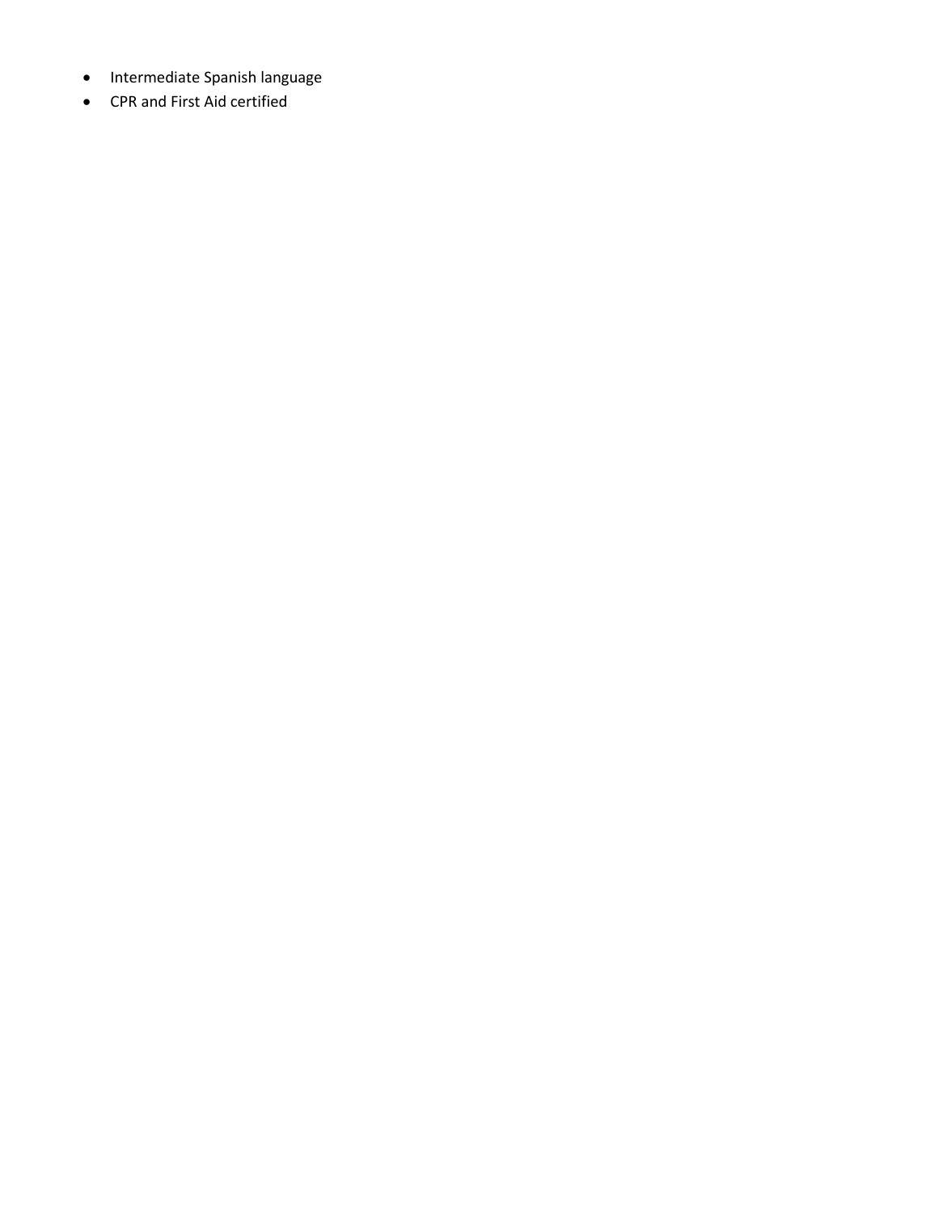- Intermediate Spanish language
- CPR and First Aid certified